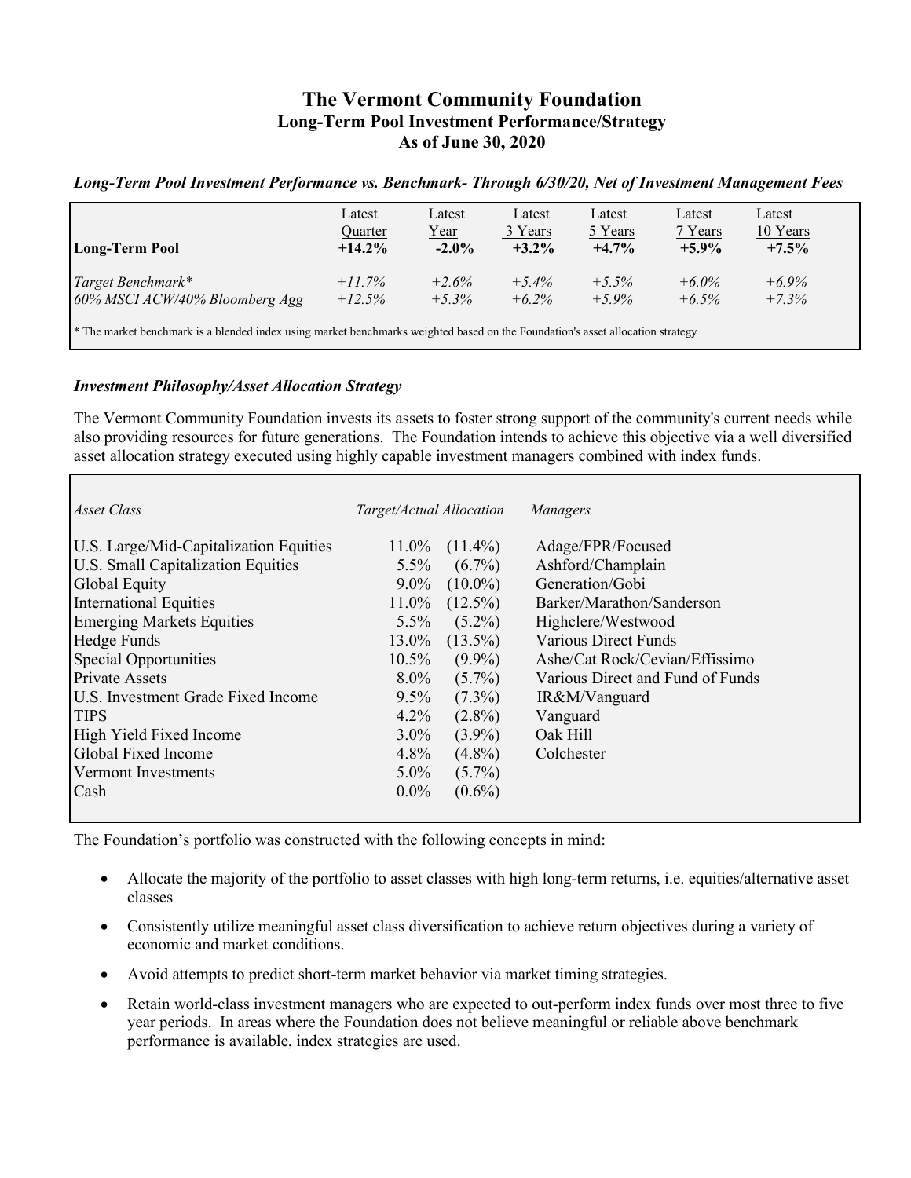# The Vermont Community Foundation
## Long-Term Pool Investment Performance/Strategy
## As of June 30, 2020

***Long-Term Pool Investment Performance vs. Benchmark- Through 6/30/20, Net of Investment Management Fees***

| Long-Term Pool | Latest Quarter | Latest Year | Latest 3 Years | Latest 5 Years | Latest 7 Years | Latest 10 Years |
|---|---|---|---|---|---|---|
| **Long-Term Pool** | **+14.2%** | **-2.0%** | **+3.2%** | **+4.7%** | **+5.9%** | **+7.5%** |
| *Target Benchmark** | *+11.7%* | *+2.6%* | *+5.4%* | *+5.5%* | *+6.0%* | *+6.9%* |
| *60% MSCI ACW/40% Bloomberg Agg* | *+12.5%* | *+5.3%* | *+6.2%* | *+5.9%* | *+6.5%* | *+7.3%* |

* The market benchmark is a blended index using market benchmarks weighted based on the Foundation's asset allocation strategy

### *Investment Philosophy/Asset Allocation Strategy*

The Vermont Community Foundation invests its assets to foster strong support of the community's current needs while also providing resources for future generations. The Foundation intends to achieve this objective via a well diversified asset allocation strategy executed using highly capable investment managers combined with index funds.

| *Asset Class* | *Target/Actual Allocation* | | *Managers* |
|---|---|---|---|
| U.S. Large/Mid-Capitalization Equities | 11.0% | (11.4%) | Adage/FPR/Focused |
| U.S. Small Capitalization Equities | 5.5% | (6.7%) | Ashford/Champlain |
| Global Equity | 9.0% | (10.0%) | Generation/Gobi |
| International Equities | 11.0% | (12.5%) | Barker/Marathon/Sanderson |
| Emerging Markets Equities | 5.5% | (5.2%) | Highclere/Westwood |
| Hedge Funds | 13.0% | (13.5%) | Various Direct Funds |
| Special Opportunities | 10.5% | (9.9%) | Ashe/Cat Rock/Cevian/Effissimo |
| Private Assets | 8.0% | (5.7%) | Various Direct and Fund of Funds |
| U.S. Investment Grade Fixed Income | 9.5% | (7.3%) | IR&M/Vanguard |
| TIPS | 4.2% | (2.8%) | Vanguard |
| High Yield Fixed Income | 3.0% | (3.9%) | Oak Hill |
| Global Fixed Income | 4.8% | (4.8%) | Colchester |
| Vermont Investments | 5.0% | (5.7%) | |
| Cash | 0.0% | (0.6%) | |

The Foundation's portfolio was constructed with the following concepts in mind:

- Allocate the majority of the portfolio to asset classes with high long-term returns, i.e. equities/alternative asset classes
- Consistently utilize meaningful asset class diversification to achieve return objectives during a variety of economic and market conditions.
- Avoid attempts to predict short-term market behavior via market timing strategies.
- Retain world-class investment managers who are expected to out-perform index funds over most three to five year periods. In areas where the Foundation does not believe meaningful or reliable above benchmark performance is available, index strategies are used.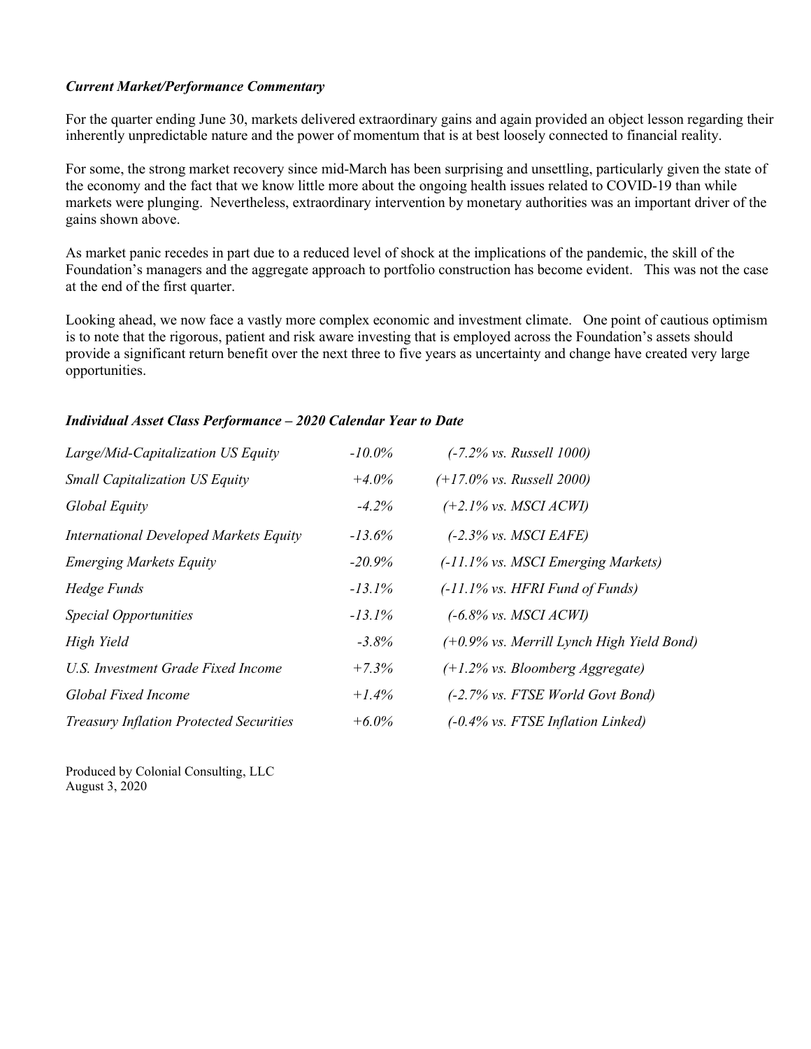***Current Market/Performance Commentary***

For the quarter ending June 30, markets delivered extraordinary gains and again provided an object lesson regarding their inherently unpredictable nature and the power of momentum that is at best loosely connected to financial reality.

For some, the strong market recovery since mid-March has been surprising and unsettling, particularly given the state of the economy and the fact that we know little more about the ongoing health issues related to COVID-19 than while markets were plunging. Nevertheless, extraordinary intervention by monetary authorities was an important driver of the gains shown above.

As market panic recedes in part due to a reduced level of shock at the implications of the pandemic, the skill of the Foundation's managers and the aggregate approach to portfolio construction has become evident. This was not the case at the end of the first quarter.

Looking ahead, we now face a vastly more complex economic and investment climate. One point of cautious optimism is to note that the rigorous, patient and risk aware investing that is employed across the Foundation's assets should provide a significant return benefit over the next three to five years as uncertainty and change have created very large opportunities.

***Individual Asset Class Performance – 2020 Calendar Year to Date***

| | | |
|---|---|---|
| *Large/Mid-Capitalization US Equity* | *-10.0%* | *(-7.2% vs. Russell 1000)* |
| *Small Capitalization US Equity* | *+4.0%* | *(+17.0% vs. Russell 2000)* |
| *Global Equity* | *-4.2%* | *(+2.1% vs. MSCI ACWI)* |
| *International Developed Markets Equity* | *-13.6%* | *(-2.3% vs. MSCI EAFE)* |
| *Emerging Markets Equity* | *-20.9%* | *(-11.1% vs. MSCI Emerging Markets)* |
| *Hedge Funds* | *-13.1%* | *(-11.1% vs. HFRI Fund of Funds)* |
| *Special Opportunities* | *-13.1%* | *(-6.8% vs. MSCI ACWI)* |
| *High Yield* | *-3.8%* | *(+0.9% vs. Merrill Lynch High Yield Bond)* |
| *U.S. Investment Grade Fixed Income* | *+7.3%* | *(+1.2% vs. Bloomberg Aggregate)* |
| *Global Fixed Income* | *+1.4%* | *(-2.7% vs. FTSE World Govt Bond)* |
| *Treasury Inflation Protected Securities* | *+6.0%* | *(-0.4% vs. FTSE Inflation Linked)* |

Produced by Colonial Consulting, LLC
August 3, 2020